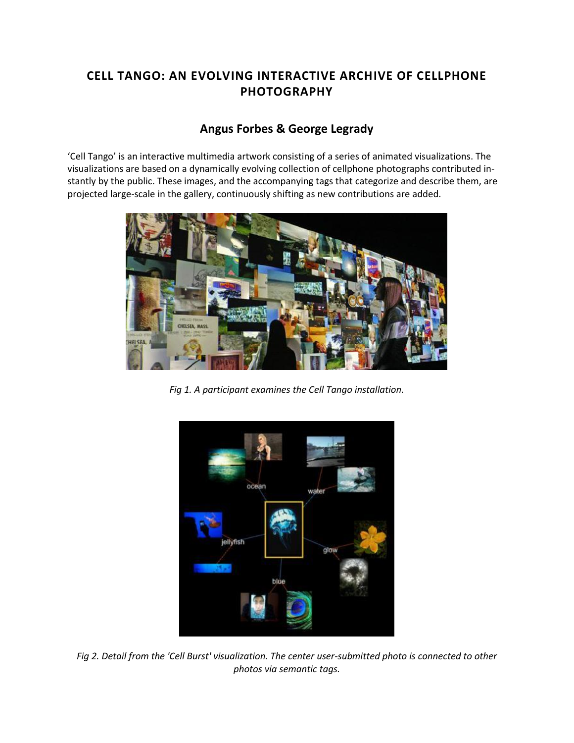# CELL TANGO: AN EVOLVING INTERACTIVE ARCHIVE OF CELLPHONE PHOTOGRAPHY

## Angus Forbes & George Legrady

'Cell Tango' is an interactive multimedia artwork consisting of a series of animated visualizations. The visualizations are based on a dynamically evolving collection of cellphone photographs contributed instantly by the public. These images, and the accompanying tags that categorize and describe them, are projected large-scale in the gallery, continuously shifting as new contributions are added.

*Fig 1. A participant examines the Cell Tango installation.*

*Fig 2. Detail from the 'Cell Burst' visualization. The center user-submitted photo is connected to other photos via semantic tags.*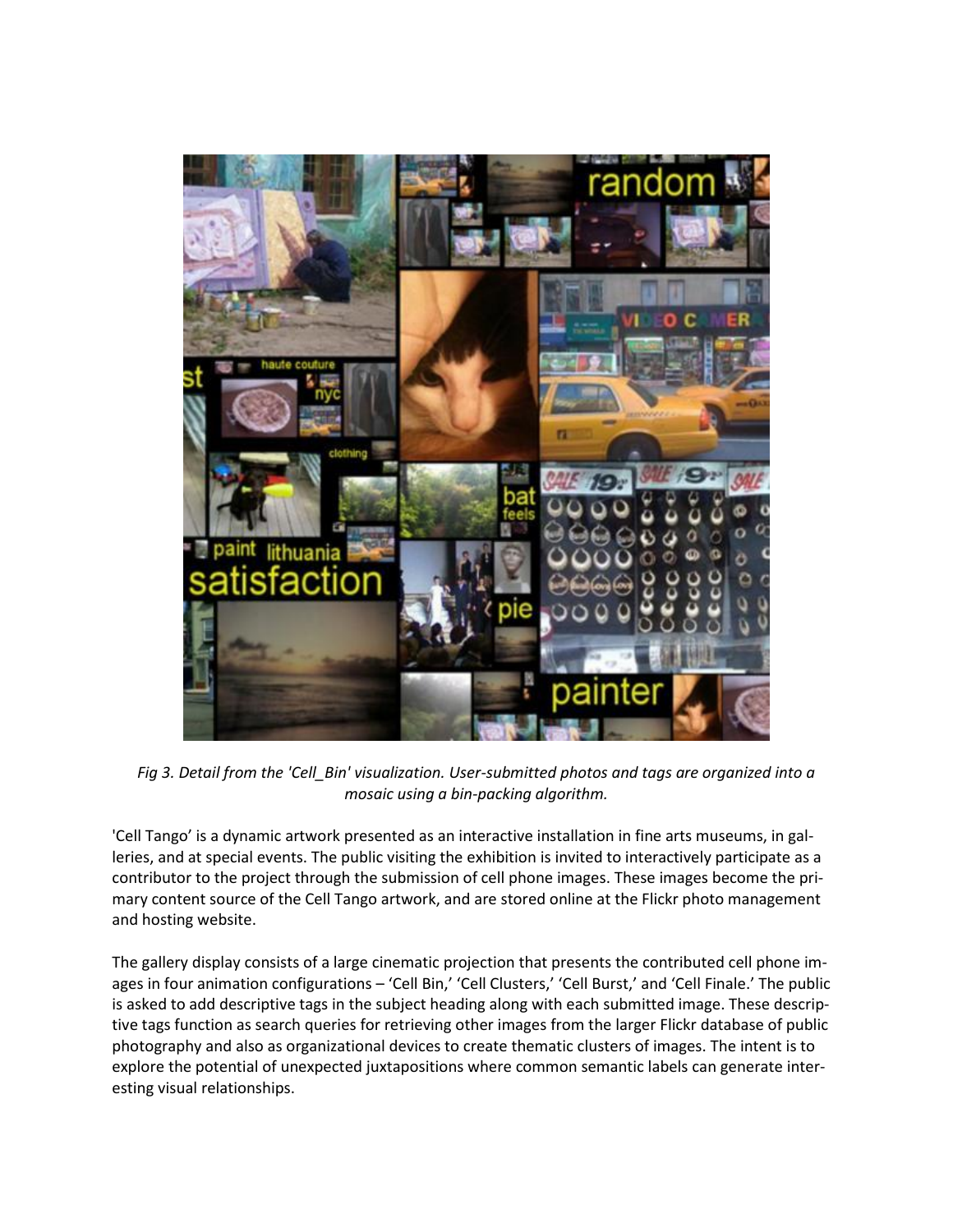*Fig 3. Detail from the 'Cell_Bin' visualization. User-submitted photos and tags are organized into a mosaic using a bin-packing algorithm.*

'Cell Tango' is a dynamic artwork presented as an interactive installation in fine arts museums, in galleries, and at special events. The public visiting the exhibition is invited to interactively participate as a contributor to the project through the submission of cell phone images. These images become the primary content source of the Cell Tango artwork, and are stored online at the Flickr photo management and hosting website.

The gallery display consists of a large cinematic projection that presents the contributed cell phone images in four animation configurations – 'Cell Bin,' 'Cell Clusters,' 'Cell Burst,' and 'Cell Finale.' The public is asked to add descriptive tags in the subject heading along with each submitted image. These descriptive tags function as search queries for retrieving other images from the larger Flickr database of public photography and also as organizational devices to create thematic clusters of images. The intent is to explore the potential of unexpected juxtapositions where common semantic labels can generate interesting visual relationships.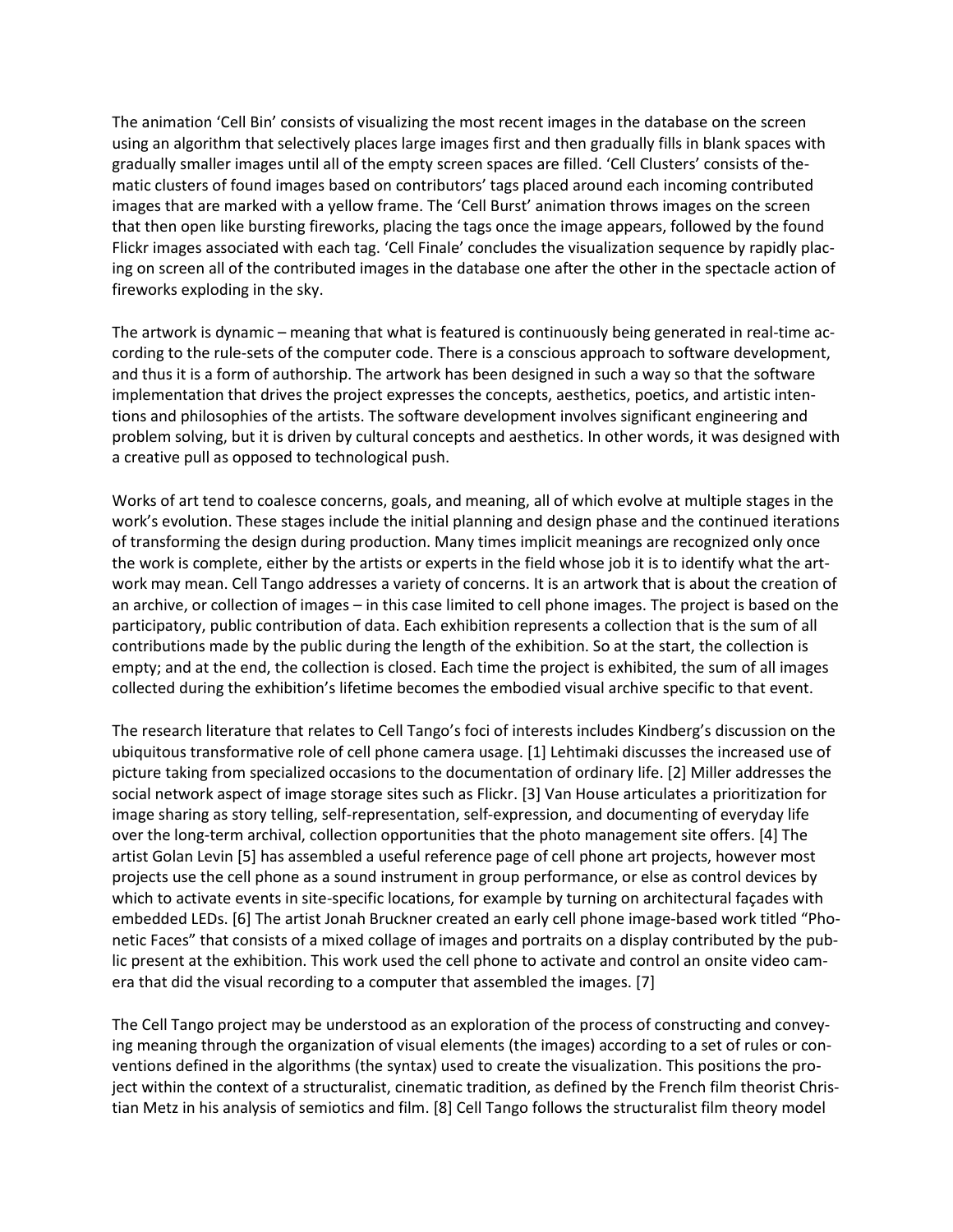The animation 'Cell Bin' consists of visualizing the most recent images in the database on the screen using an algorithm that selectively places large images first and then gradually fills in blank spaces with gradually smaller images until all of the empty screen spaces are filled. 'Cell Clusters' consists of thematic clusters of found images based on contributors' tags placed around each incoming contributed images that are marked with a yellow frame. The 'Cell Burst' animation throws images on the screen that then open like bursting fireworks, placing the tags once the image appears, followed by the found Flickr images associated with each tag. 'Cell Finale' concludes the visualization sequence by rapidly placing on screen all of the contributed images in the database one after the other in the spectacle action of fireworks exploding in the sky.

The artwork is dynamic – meaning that what is featured is continuously being generated in real-time according to the rule-sets of the computer code. There is a conscious approach to software development, and thus it is a form of authorship. The artwork has been designed in such a way so that the software implementation that drives the project expresses the concepts, aesthetics, poetics, and artistic intentions and philosophies of the artists. The software development involves significant engineering and problem solving, but it is driven by cultural concepts and aesthetics. In other words, it was designed with a creative pull as opposed to technological push.

Works of art tend to coalesce concerns, goals, and meaning, all of which evolve at multiple stages in the work's evolution. These stages include the initial planning and design phase and the continued iterations of transforming the design during production. Many times implicit meanings are recognized only once the work is complete, either by the artists or experts in the field whose job it is to identify what the artwork may mean. Cell Tango addresses a variety of concerns. It is an artwork that is about the creation of an archive, or collection of images – in this case limited to cell phone images. The project is based on the participatory, public contribution of data. Each exhibition represents a collection that is the sum of all contributions made by the public during the length of the exhibition. So at the start, the collection is empty; and at the end, the collection is closed. Each time the project is exhibited, the sum of all images collected during the exhibition's lifetime becomes the embodied visual archive specific to that event.

The research literature that relates to Cell Tango's foci of interests includes Kindberg's discussion on the ubiquitous transformative role of cell phone camera usage. [1] Lehtimaki discusses the increased use of picture taking from specialized occasions to the documentation of ordinary life. [2] Miller addresses the social network aspect of image storage sites such as Flickr. [3] Van House articulates a prioritization for image sharing as story telling, self-representation, self-expression, and documenting of everyday life over the long-term archival, collection opportunities that the photo management site offers. [4] The artist Golan Levin [5] has assembled a useful reference page of cell phone art projects, however most projects use the cell phone as a sound instrument in group performance, or else as control devices by which to activate events in site-specific locations, for example by turning on architectural façades with embedded LEDs. [6] The artist Jonah Bruckner created an early cell phone image-based work titled "Phonetic Faces" that consists of a mixed collage of images and portraits on a display contributed by the public present at the exhibition. This work used the cell phone to activate and control an onsite video camera that did the visual recording to a computer that assembled the images. [7]

The Cell Tango project may be understood as an exploration of the process of constructing and conveying meaning through the organization of visual elements (the images) according to a set of rules or conventions defined in the algorithms (the syntax) used to create the visualization. This positions the project within the context of a structuralist, cinematic tradition, as defined by the French film theorist Christian Metz in his analysis of semiotics and film. [8] Cell Tango follows the structuralist film theory model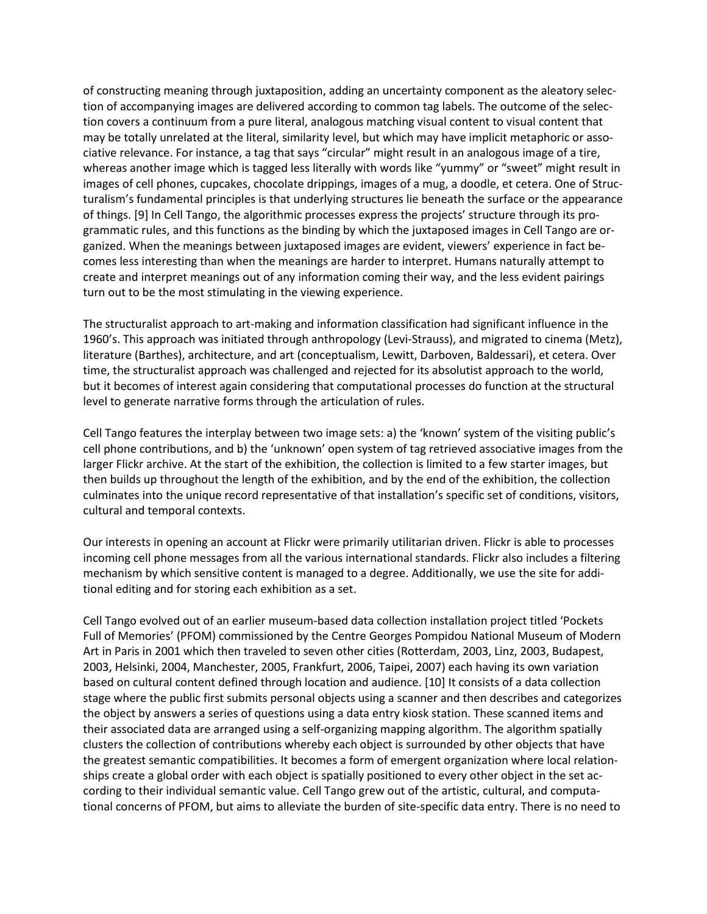of constructing meaning through juxtaposition, adding an uncertainty component as the aleatory selection of accompanying images are delivered according to common tag labels. The outcome of the selection covers a continuum from a pure literal, analogous matching visual content to visual content that may be totally unrelated at the literal, similarity level, but which may have implicit metaphoric or associative relevance. For instance, a tag that says "circular" might result in an analogous image of a tire, whereas another image which is tagged less literally with words like "yummy" or "sweet" might result in images of cell phones, cupcakes, chocolate drippings, images of a mug, a doodle, et cetera. One of Structuralism's fundamental principles is that underlying structures lie beneath the surface or the appearance of things. [9] In Cell Tango, the algorithmic processes express the projects' structure through its programmatic rules, and this functions as the binding by which the juxtaposed images in Cell Tango are organized. When the meanings between juxtaposed images are evident, viewers' experience in fact becomes less interesting than when the meanings are harder to interpret. Humans naturally attempt to create and interpret meanings out of any information coming their way, and the less evident pairings turn out to be the most stimulating in the viewing experience.

The structuralist approach to art-making and information classification had significant influence in the 1960's. This approach was initiated through anthropology (Levi-Strauss), and migrated to cinema (Metz), literature (Barthes), architecture, and art (conceptualism, Lewitt, Darboven, Baldessari), et cetera. Over time, the structuralist approach was challenged and rejected for its absolutist approach to the world, but it becomes of interest again considering that computational processes do function at the structural level to generate narrative forms through the articulation of rules.

Cell Tango features the interplay between two image sets: a) the 'known' system of the visiting public's cell phone contributions, and b) the 'unknown' open system of tag retrieved associative images from the larger Flickr archive. At the start of the exhibition, the collection is limited to a few starter images, but then builds up throughout the length of the exhibition, and by the end of the exhibition, the collection culminates into the unique record representative of that installation's specific set of conditions, visitors, cultural and temporal contexts.

Our interests in opening an account at Flickr were primarily utilitarian driven. Flickr is able to processes incoming cell phone messages from all the various international standards. Flickr also includes a filtering mechanism by which sensitive content is managed to a degree. Additionally, we use the site for additional editing and for storing each exhibition as a set.

Cell Tango evolved out of an earlier museum-based data collection installation project titled 'Pockets Full of Memories' (PFOM) commissioned by the Centre Georges Pompidou National Museum of Modern Art in Paris in 2001 which then traveled to seven other cities (Rotterdam, 2003, Linz, 2003, Budapest, 2003, Helsinki, 2004, Manchester, 2005, Frankfurt, 2006, Taipei, 2007) each having its own variation based on cultural content defined through location and audience. [10] It consists of a data collection stage where the public first submits personal objects using a scanner and then describes and categorizes the object by answers a series of questions using a data entry kiosk station. These scanned items and their associated data are arranged using a self-organizing mapping algorithm. The algorithm spatially clusters the collection of contributions whereby each object is surrounded by other objects that have the greatest semantic compatibilities. It becomes a form of emergent organization where local relationships create a global order with each object is spatially positioned to every other object in the set according to their individual semantic value. Cell Tango grew out of the artistic, cultural, and computational concerns of PFOM, but aims to alleviate the burden of site-specific data entry. There is no need to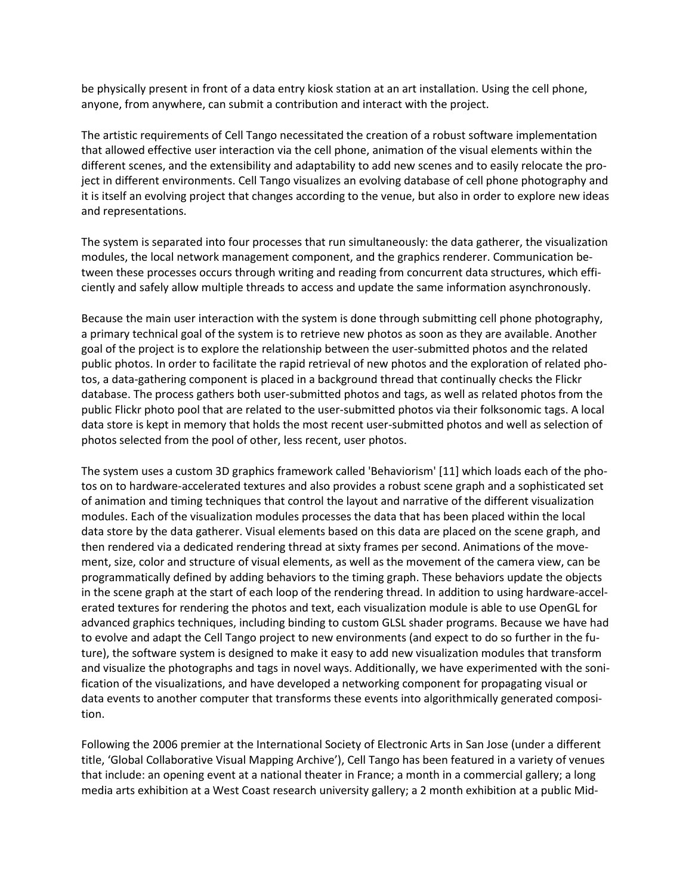be physically present in front of a data entry kiosk station at an art installation. Using the cell phone, anyone, from anywhere, can submit a contribution and interact with the project.

The artistic requirements of Cell Tango necessitated the creation of a robust software implementation that allowed effective user interaction via the cell phone, animation of the visual elements within the different scenes, and the extensibility and adaptability to add new scenes and to easily relocate the project in different environments. Cell Tango visualizes an evolving database of cell phone photography and it is itself an evolving project that changes according to the venue, but also in order to explore new ideas and representations.

The system is separated into four processes that run simultaneously: the data gatherer, the visualization modules, the local network management component, and the graphics renderer. Communication between these processes occurs through writing and reading from concurrent data structures, which efficiently and safely allow multiple threads to access and update the same information asynchronously.

Because the main user interaction with the system is done through submitting cell phone photography, a primary technical goal of the system is to retrieve new photos as soon as they are available. Another goal of the project is to explore the relationship between the user-submitted photos and the related public photos. In order to facilitate the rapid retrieval of new photos and the exploration of related photos, a data-gathering component is placed in a background thread that continually checks the Flickr database. The process gathers both user-submitted photos and tags, as well as related photos from the public Flickr photo pool that are related to the user-submitted photos via their folksonomic tags. A local data store is kept in memory that holds the most recent user-submitted photos and well as selection of photos selected from the pool of other, less recent, user photos.

The system uses a custom 3D graphics framework called 'Behaviorism' [11] which loads each of the photos on to hardware-accelerated textures and also provides a robust scene graph and a sophisticated set of animation and timing techniques that control the layout and narrative of the different visualization modules. Each of the visualization modules processes the data that has been placed within the local data store by the data gatherer. Visual elements based on this data are placed on the scene graph, and then rendered via a dedicated rendering thread at sixty frames per second. Animations of the movement, size, color and structure of visual elements, as well as the movement of the camera view, can be programmatically defined by adding behaviors to the timing graph. These behaviors update the objects in the scene graph at the start of each loop of the rendering thread. In addition to using hardware-accelerated textures for rendering the photos and text, each visualization module is able to use OpenGL for advanced graphics techniques, including binding to custom GLSL shader programs. Because we have had to evolve and adapt the Cell Tango project to new environments (and expect to do so further in the future), the software system is designed to make it easy to add new visualization modules that transform and visualize the photographs and tags in novel ways. Additionally, we have experimented with the sonification of the visualizations, and have developed a networking component for propagating visual or data events to another computer that transforms these events into algorithmically generated composition.

Following the 2006 premier at the International Society of Electronic Arts in San Jose (under a different title, 'Global Collaborative Visual Mapping Archive'), Cell Tango has been featured in a variety of venues that include: an opening event at a national theater in France; a month in a commercial gallery; a long media arts exhibition at a West Coast research university gallery; a 2 month exhibition at a public Mid-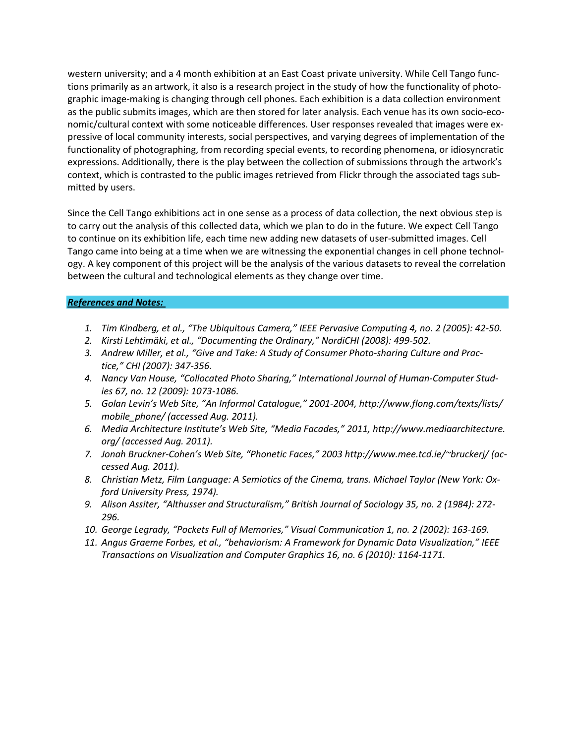western university; and a 4 month exhibition at an East Coast private university. While Cell Tango functions primarily as an artwork, it also is a research project in the study of how the functionality of photographic image-making is changing through cell phones. Each exhibition is a data collection environment as the public submits images, which are then stored for later analysis. Each venue has its own socio-economic/cultural context with some noticeable differences. User responses revealed that images were expressive of local community interests, social perspectives, and varying degrees of implementation of the functionality of photographing, from recording special events, to recording phenomena, or idiosyncratic expressions. Additionally, there is the play between the collection of submissions through the artwork's context, which is contrasted to the public images retrieved from Flickr through the associated tags submitted by users.

Since the Cell Tango exhibitions act in one sense as a process of data collection, the next obvious step is to carry out the analysis of this collected data, which we plan to do in the future. We expect Cell Tango to continue on its exhibition life, each time new adding new datasets of user-submitted images. Cell Tango came into being at a time when we are witnessing the exponential changes in cell phone technology. A key component of this project will be the analysis of the various datasets to reveal the correlation between the cultural and technological elements as they change over time.

## ***References and Notes:***

1. *Tim Kindberg, et al., "The Ubiquitous Camera," IEEE Pervasive Computing 4, no. 2 (2005): 42-50.*
2. *Kirsti Lehtimäki, et al., "Documenting the Ordinary," NordiCHI (2008): 499-502.*
3. *Andrew Miller, et al., "Give and Take: A Study of Consumer Photo-sharing Culture and Practice," CHI (2007): 347-356.*
4. *Nancy Van House, "Collocated Photo Sharing," International Journal of Human-Computer Studies 67, no. 12 (2009): 1073-1086.*
5. *Golan Levin's Web Site, "An Informal Catalogue," 2001-2004, http://www.flong.com/texts/lists/mobile_phone/ (accessed Aug. 2011).*
6. *Media Architecture Institute's Web Site, "Media Facades," 2011, http://www.mediaarchitecture.org/ (accessed Aug. 2011).*
7. *Jonah Bruckner-Cohen's Web Site, "Phonetic Faces," 2003 http://www.mee.tcd.ie/~bruckerj/ (accessed Aug. 2011).*
8. *Christian Metz, Film Language: A Semiotics of the Cinema, trans. Michael Taylor (New York: Oxford University Press, 1974).*
9. *Alison Assiter, "Althusser and Structuralism," British Journal of Sociology 35, no. 2 (1984): 272-296.*
10. *George Legrady, "Pockets Full of Memories," Visual Communication 1, no. 2 (2002): 163-169.*
11. *Angus Graeme Forbes, et al., "behaviorism: A Framework for Dynamic Data Visualization," IEEE Transactions on Visualization and Computer Graphics 16, no. 6 (2010): 1164-1171.*